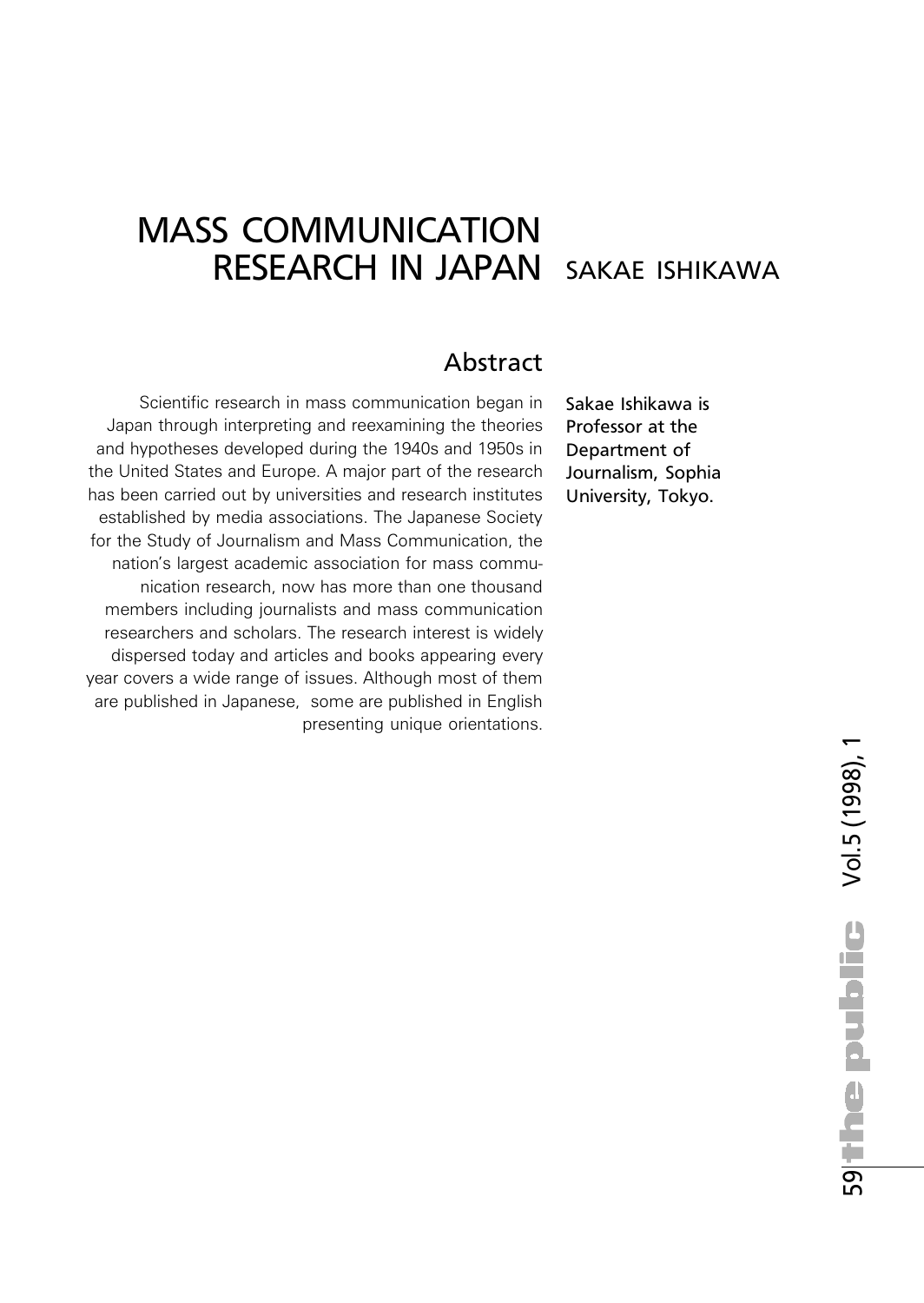# MASS COMMUNICATION RESEARCH IN JAPAN

SAKAE ISHIKAWA

## Abstract

Scientific research in mass communication began in Japan through interpreting and reexamining the theories and hypotheses developed during the 1940s and 1950s in the United States and Europe. A major part of the research has been carried out by universities and research institutes established by media associations. The Japanese Society for the Study of Journalism and Mass Communication, the nation's largest academic association for mass communication research, now has more than one thousand members including journalists and mass communication researchers and scholars. The research interest is widely dispersed today and articles and books appearing every year covers a wide range of issues. Although most of them are published in Japanese, some are published in English presenting unique orientations.

Sakae Ishikawa is Professor at the Department of Journalism, Sophia University, Tokyo.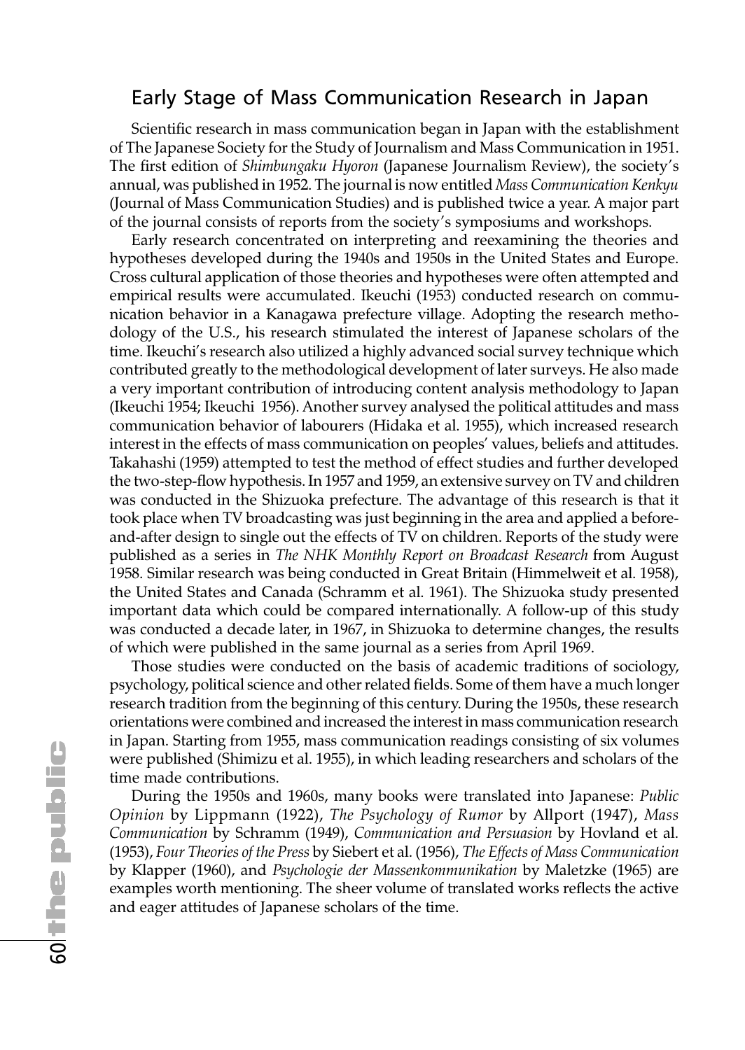## Early Stage of Mass Communication Research in Japan

Scientific research in mass communication began in Japan with the establishment of The Japanese Society for the Study of Journalism and Mass Communication in 1951. The first edition of *Shimbungaku Hyoron* (Japanese Journalism Review), the society's annual, was published in 1952. The journal is now entitled *Mass Communication Kenkyu* (Journal of Mass Communication Studies) and is published twice a year. A major part of the journal consists of reports from the society's symposiums and workshops.

Early research concentrated on interpreting and reexamining the theories and hypotheses developed during the 1940s and 1950s in the United States and Europe. Cross cultural application of those theories and hypotheses were often attempted and empirical results were accumulated. Ikeuchi (1953) conducted research on communication behavior in a Kanagawa prefecture village. Adopting the research methodology of the U.S., his research stimulated the interest of Japanese scholars of the time. Ikeuchi's research also utilized a highly advanced social survey technique which contributed greatly to the methodological development of later surveys. He also made a very important contribution of introducing content analysis methodology to Japan (Ikeuchi 1954; Ikeuchi 1956). Another survey analysed the political attitudes and mass communication behavior of labourers (Hidaka et al. 1955), which increased research interest in the effects of mass communication on peoples' values, beliefs and attitudes. Takahashi (1959) attempted to test the method of effect studies and further developed the two-step-flow hypothesis. In 1957 and 1959, an extensive survey on TV and children was conducted in the Shizuoka prefecture. The advantage of this research is that it took place when TV broadcasting was just beginning in the area and applied a before-and-after design to single out the effects of TV on children. Reports of the study were published as a series in *The NHK Monthly Report on Broadcast Research* from August 1958. Similar research was being conducted in Great Britain (Himmelweit et al. 1958), the United States and Canada (Schramm et al. 1961). The Shizuoka study presented important data which could be compared internationally. A follow-up of this study was conducted a decade later, in 1967, in Shizuoka to determine changes, the results of which were published in the same journal as a series from April 1969.

Those studies were conducted on the basis of academic traditions of sociology, psychology, political science and other related fields. Some of them have a much longer research tradition from the beginning of this century. During the 1950s, these research orientations were combined and increased the interest in mass communication research in Japan. Starting from 1955, mass communication readings consisting of six volumes were published (Shimizu et al. 1955), in which leading researchers and scholars of the time made contributions.

During the 1950s and 1960s, many books were translated into Japanese: *Public Opinion* by Lippmann (1922), *The Psychology of Rumor* by Allport (1947), *Mass Communication* by Schramm (1949), *Communication and Persuasion* by Hovland et al. (1953), *Four Theories of the Press* by Siebert et al. (1956), *The Effects of Mass Communication* by Klapper (1960), and *Psychologie der Massenkommunikation* by Maletzke (1965) are examples worth mentioning. The sheer volume of translated works reflects the active and eager attitudes of Japanese scholars of the time.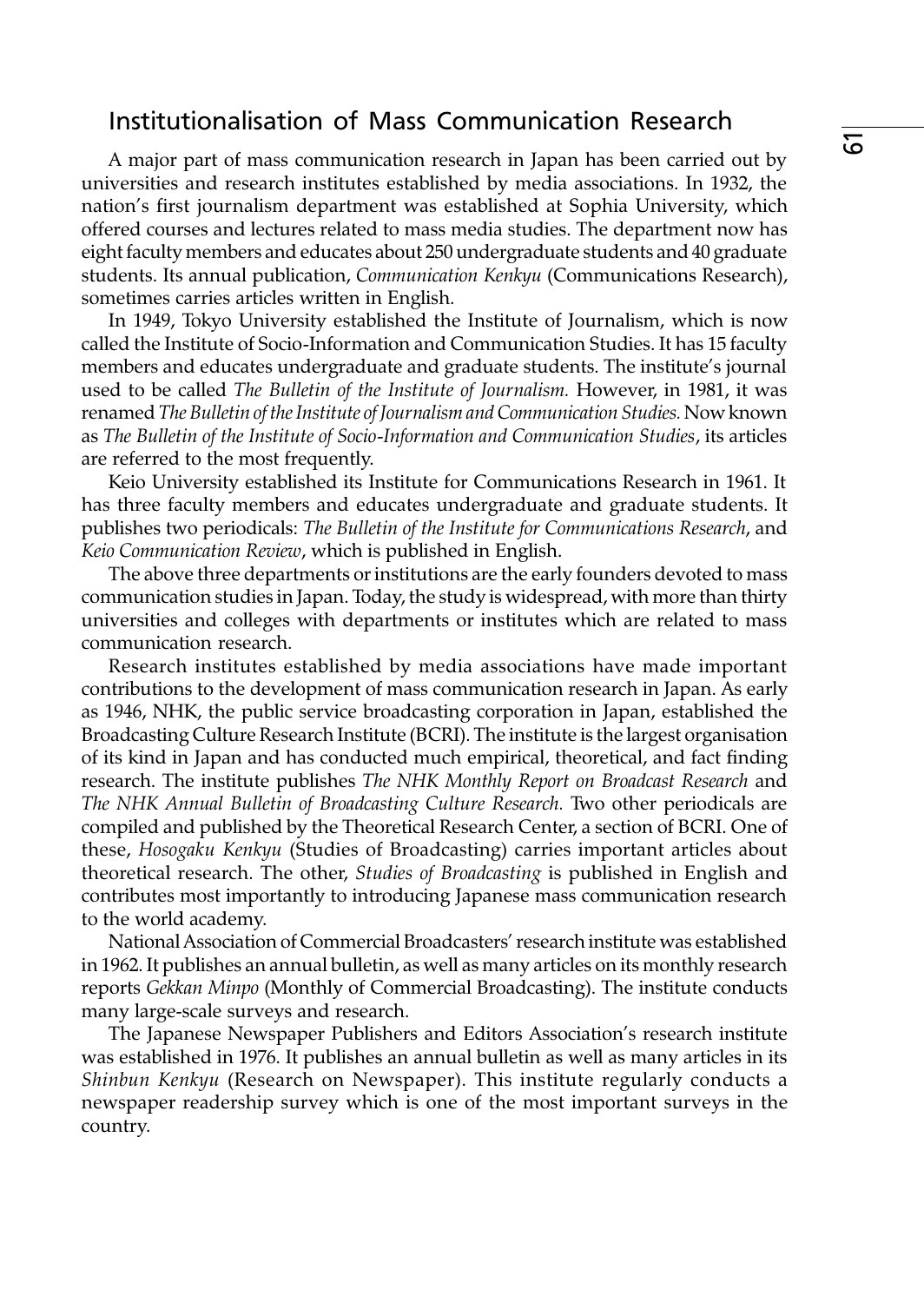## Institutionalisation of Mass Communication Research

A major part of mass communication research in Japan has been carried out by universities and research institutes established by media associations. In 1932, the nation's first journalism department was established at Sophia University, which offered courses and lectures related to mass media studies. The department now has eight faculty members and educates about 250 undergraduate students and 40 graduate students. Its annual publication, *Communication Kenkyu* (Communications Research), sometimes carries articles written in English.

In 1949, Tokyo University established the Institute of Journalism, which is now called the Institute of Socio-Information and Communication Studies. It has 15 faculty members and educates undergraduate and graduate students. The institute's journal used to be called *The Bulletin of the Institute of Journalism.* However, in 1981, it was renamed *The Bulletin of the Institute of Journalism and Communication Studies.* Now known as *The Bulletin of the Institute of Socio-Information and Communication Studies*, its articles are referred to the most frequently.

Keio University established its Institute for Communications Research in 1961. It has three faculty members and educates undergraduate and graduate students. It publishes two periodicals: *The Bulletin of the Institute for Communications Research*, and *Keio Communication Review*, which is published in English.

The above three departments or institutions are the early founders devoted to mass communication studies in Japan. Today, the study is widespread, with more than thirty universities and colleges with departments or institutes which are related to mass communication research.

Research institutes established by media associations have made important contributions to the development of mass communication research in Japan. As early as 1946, NHK, the public service broadcasting corporation in Japan, established the Broadcasting Culture Research Institute (BCRI). The institute is the largest organisation of its kind in Japan and has conducted much empirical, theoretical, and fact finding research. The institute publishes *The NHK Monthly Report on Broadcast Research* and *The NHK Annual Bulletin of Broadcasting Culture Research.* Two other periodicals are compiled and published by the Theoretical Research Center, a section of BCRI. One of these, *Hosogaku Kenkyu* (Studies of Broadcasting) carries important articles about theoretical research. The other, *Studies of Broadcasting* is published in English and contributes most importantly to introducing Japanese mass communication research to the world academy.

National Association of Commercial Broadcasters' research institute was established in 1962. It publishes an annual bulletin, as well as many articles on its monthly research reports *Gekkan Minpo* (Monthly of Commercial Broadcasting). The institute conducts many large-scale surveys and research.

The Japanese Newspaper Publishers and Editors Association's research institute was established in 1976. It publishes an annual bulletin as well as many articles in its *Shinbun Kenkyu* (Research on Newspaper). This institute regularly conducts a newspaper readership survey which is one of the most important surveys in the country.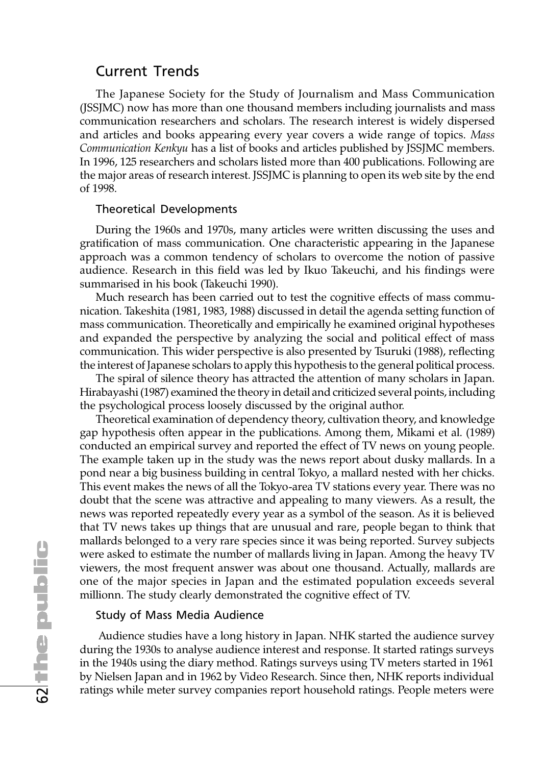## Current Trends

The Japanese Society for the Study of Journalism and Mass Communication (JSSJMC) now has more than one thousand members including journalists and mass communication researchers and scholars. The research interest is widely dispersed and articles and books appearing every year covers a wide range of topics. *Mass Communication Kenkyu* has a list of books and articles published by JSSJMC members. In 1996, 125 researchers and scholars listed more than 400 publications. Following are the major areas of research interest. JSSJMC is planning to open its web site by the end of 1998.

### Theoretical Developments

During the 1960s and 1970s, many articles were written discussing the uses and gratification of mass communication. One characteristic appearing in the Japanese approach was a common tendency of scholars to overcome the notion of passive audience. Research in this field was led by Ikuo Takeuchi, and his findings were summarised in his book (Takeuchi 1990).

Much research has been carried out to test the cognitive effects of mass communication. Takeshita (1981, 1983, 1988) discussed in detail the agenda setting function of mass communication. Theoretically and empirically he examined original hypotheses and expanded the perspective by analyzing the social and political effect of mass communication. This wider perspective is also presented by Tsuruki (1988), reflecting the interest of Japanese scholars to apply this hypothesis to the general political process.

The spiral of silence theory has attracted the attention of many scholars in Japan. Hirabayashi (1987) examined the theory in detail and criticized several points, including the psychological process loosely discussed by the original author.

Theoretical examination of dependency theory, cultivation theory, and knowledge gap hypothesis often appear in the publications. Among them, Mikami et al. (1989) conducted an empirical survey and reported the effect of TV news on young people. The example taken up in the study was the news report about dusky mallards. In a pond near a big business building in central Tokyo, a mallard nested with her chicks. This event makes the news of all the Tokyo-area TV stations every year. There was no doubt that the scene was attractive and appealing to many viewers. As a result, the news was reported repeatedly every year as a symbol of the season. As it is believed that TV news takes up things that are unusual and rare, people began to think that mallards belonged to a very rare species since it was being reported. Survey subjects were asked to estimate the number of mallards living in Japan. Among the heavy TV viewers, the most frequent answer was about one thousand. Actually, mallards are one of the major species in Japan and the estimated population exceeds several millionn. The study clearly demonstrated the cognitive effect of TV.

### Study of Mass Media Audience

Audience studies have a long history in Japan. NHK started the audience survey during the 1930s to analyse audience interest and response. It started ratings surveys in the 1940s using the diary method. Ratings surveys using TV meters started in 1961 by Nielsen Japan and in 1962 by Video Research. Since then, NHK reports individual ratings while meter survey companies report household ratings. People meters were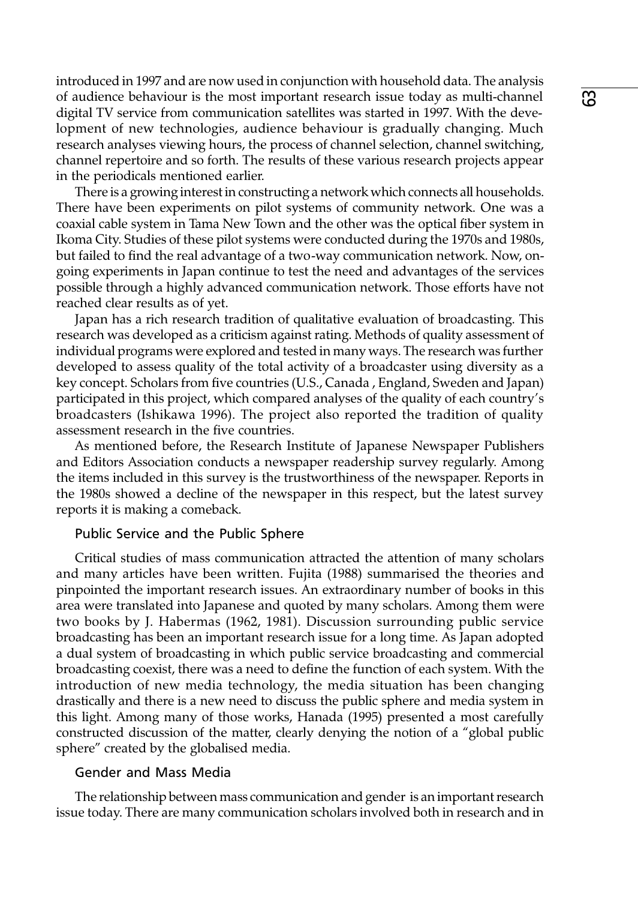introduced in 1997 and are now used in conjunction with household data. The analysis of audience behaviour is the most important research issue today as multi-channel digital TV service from communication satellites was started in 1997. With the development of new technologies, audience behaviour is gradually changing. Much research analyses viewing hours, the process of channel selection, channel switching, channel repertoire and so forth. The results of these various research projects appear in the periodicals mentioned earlier.

There is a growing interest in constructing a network which connects all households. There have been experiments on pilot systems of community network. One was a coaxial cable system in Tama New Town and the other was the optical fiber system in Ikoma City. Studies of these pilot systems were conducted during the 1970s and 1980s, but failed to find the real advantage of a two-way communication network. Now, on-going experiments in Japan continue to test the need and advantages of the services possible through a highly advanced communication network. Those efforts have not reached clear results as of yet.

Japan has a rich research tradition of qualitative evaluation of broadcasting. This research was developed as a criticism against rating. Methods of quality assessment of individual programs were explored and tested in many ways. The research was further developed to assess quality of the total activity of a broadcaster using diversity as a key concept. Scholars from five countries (U.S., Canada , England, Sweden and Japan) participated in this project, which compared analyses of the quality of each country's broadcasters (Ishikawa 1996). The project also reported the tradition of quality assessment research in the five countries.

As mentioned before, the Research Institute of Japanese Newspaper Publishers and Editors Association conducts a newspaper readership survey regularly. Among the items included in this survey is the trustworthiness of the newspaper. Reports in the 1980s showed a decline of the newspaper in this respect, but the latest survey reports it is making a comeback.

### Public Service and the Public Sphere

Critical studies of mass communication attracted the attention of many scholars and many articles have been written. Fujita (1988) summarised the theories and pinpointed the important research issues. An extraordinary number of books in this area were translated into Japanese and quoted by many scholars. Among them were two books by J. Habermas (1962, 1981). Discussion surrounding public service broadcasting has been an important research issue for a long time. As Japan adopted a dual system of broadcasting in which public service broadcasting and commercial broadcasting coexist, there was a need to define the function of each system. With the introduction of new media technology, the media situation has been changing drastically and there is a new need to discuss the public sphere and media system in this light. Among many of those works, Hanada (1995) presented a most carefully constructed discussion of the matter, clearly denying the notion of a "global public sphere" created by the globalised media.

### Gender and Mass Media

The relationship between mass communication and gender is an important research issue today. There are many communication scholars involved both in research and in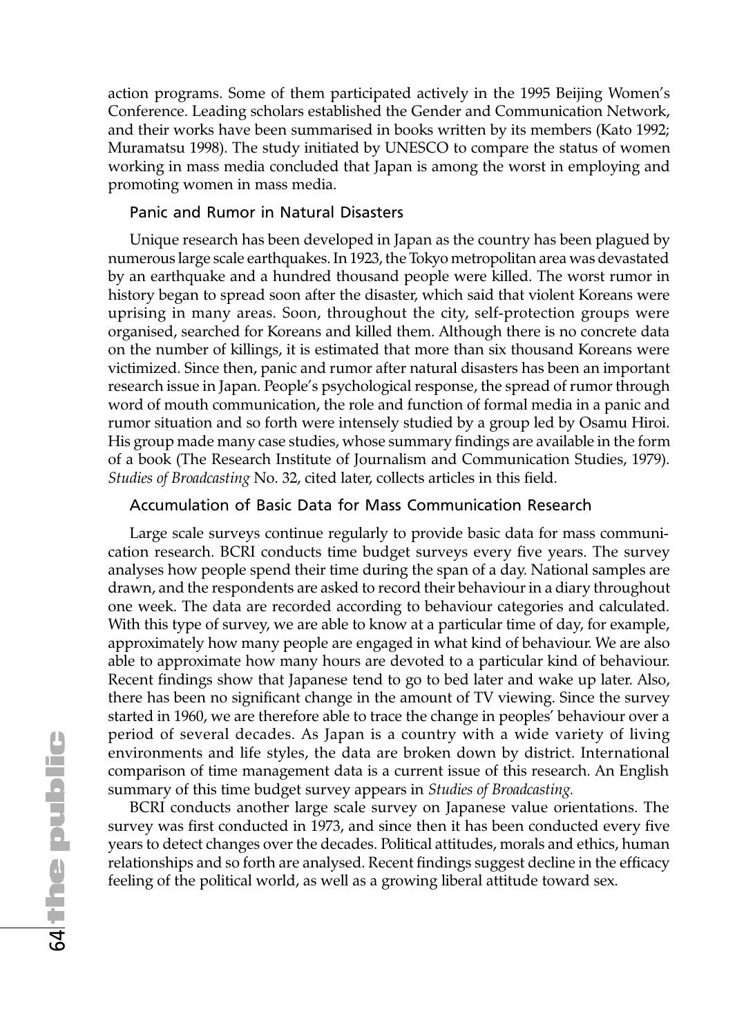action programs. Some of them participated actively in the 1995 Beijing Women's Conference. Leading scholars established the Gender and Communication Network, and their works have been summarised in books written by its members (Kato 1992; Muramatsu 1998). The study initiated by UNESCO to compare the status of women working in mass media concluded that Japan is among the worst in employing and promoting women in mass media.

### Panic and Rumor in Natural Disasters

Unique research has been developed in Japan as the country has been plagued by numerous large scale earthquakes. In 1923, the Tokyo metropolitan area was devastated by an earthquake and a hundred thousand people were killed. The worst rumor in history began to spread soon after the disaster, which said that violent Koreans were uprising in many areas. Soon, throughout the city, self-protection groups were organised, searched for Koreans and killed them. Although there is no concrete data on the number of killings, it is estimated that more than six thousand Koreans were victimized. Since then, panic and rumor after natural disasters has been an important research issue in Japan. People's psychological response, the spread of rumor through word of mouth communication, the role and function of formal media in a panic and rumor situation and so forth were intensely studied by a group led by Osamu Hiroi. His group made many case studies, whose summary findings are available in the form of a book (The Research Institute of Journalism and Communication Studies, 1979). *Studies of Broadcasting* No. 32, cited later, collects articles in this field.

### Accumulation of Basic Data for Mass Communication Research

Large scale surveys continue regularly to provide basic data for mass communication research. BCRI conducts time budget surveys every five years. The survey analyses how people spend their time during the span of a day. National samples are drawn, and the respondents are asked to record their behaviour in a diary throughout one week. The data are recorded according to behaviour categories and calculated. With this type of survey, we are able to know at a particular time of day, for example, approximately how many people are engaged in what kind of behaviour. We are also able to approximate how many hours are devoted to a particular kind of behaviour. Recent findings show that Japanese tend to go to bed later and wake up later. Also, there has been no significant change in the amount of TV viewing. Since the survey started in 1960, we are therefore able to trace the change in peoples' behaviour over a period of several decades. As Japan is a country with a wide variety of living environments and life styles, the data are broken down by district. International comparison of time management data is a current issue of this research. An English summary of this time budget survey appears in *Studies of Broadcasting.*

BCRI conducts another large scale survey on Japanese value orientations. The survey was first conducted in 1973, and since then it has been conducted every five years to detect changes over the decades. Political attitudes, morals and ethics, human relationships and so forth are analysed. Recent findings suggest decline in the efficacy feeling of the political world, as well as a growing liberal attitude toward sex.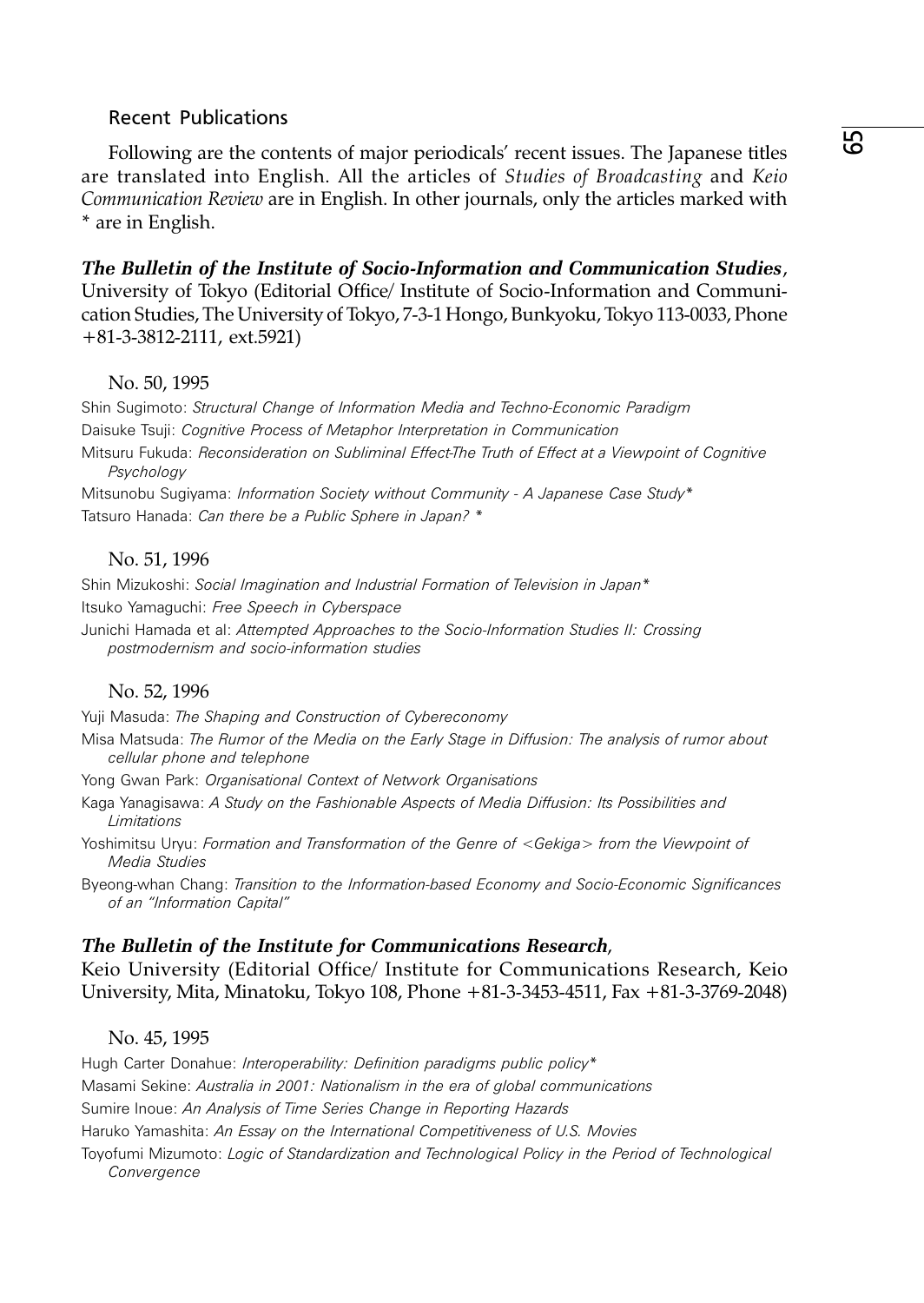## Recent Publications

Following are the contents of major periodicals' recent issues. The Japanese titles are translated into English. All the articles of *Studies of Broadcasting* and *Keio Communication Review* are in English. In other journals, only the articles marked with * are in English.

***The Bulletin of the Institute of Socio-Information and Communication Studies***, University of Tokyo (Editorial Office/ Institute of Socio-Information and Communication Studies, The University of Tokyo, 7-3-1 Hongo, Bunkyoku, Tokyo 113-0033, Phone +81-3-3812-2111, ext.5921)

No. 50, 1995

Shin Sugimoto: *Structural Change of Information Media and Techno-Economic Paradigm*

Daisuke Tsuji: *Cognitive Process of Metaphor Interpretation in Communication*

Mitsuru Fukuda: *Reconsideration on Subliminal Effect-The Truth of Effect at a Viewpoint of Cognitive Psychology*

Mitsunobu Sugiyama: *Information Society without Community - A Japanese Case Study**

Tatsuro Hanada: *Can there be a Public Sphere in Japan? **

No. 51, 1996

Shin Mizukoshi: *Social Imagination and Industrial Formation of Television in Japan**

Itsuko Yamaguchi: *Free Speech in Cyberspace*

Junichi Hamada et al: *Attempted Approaches to the Socio-Information Studies II: Crossing postmodernism and socio-information studies*

No. 52, 1996

Yuji Masuda: *The Shaping and Construction of Cybereconomy*

Misa Matsuda: *The Rumor of the Media on the Early Stage in Diffusion: The analysis of rumor about cellular phone and telephone*

Yong Gwan Park: *Organisational Context of Network Organisations*

Kaga Yanagisawa: *A Study on the Fashionable Aspects of Media Diffusion: Its Possibilities and Limitations*

Yoshimitsu Uryu: *Formation and Transformation of the Genre of <Gekiga> from the Viewpoint of Media Studies*

Byeong-whan Chang: *Transition to the Information-based Economy and Socio-Economic Significances of an "Information Capital"*

***The Bulletin of the Institute for Communications Research,*** Keio University (Editorial Office/ Institute for Communications Research, Keio University, Mita, Minatoku, Tokyo 108, Phone +81-3-3453-4511, Fax +81-3-3769-2048)

No. 45, 1995

Hugh Carter Donahue: *Interoperability: Definition paradigms public policy**

Masami Sekine: *Australia in 2001: Nationalism in the era of global communications*

Sumire Inoue: *An Analysis of Time Series Change in Reporting Hazards*

Haruko Yamashita: *An Essay on the International Competitiveness of U.S. Movies*

Toyofumi Mizumoto: *Logic of Standardization and Technological Policy in the Period of Technological Convergence*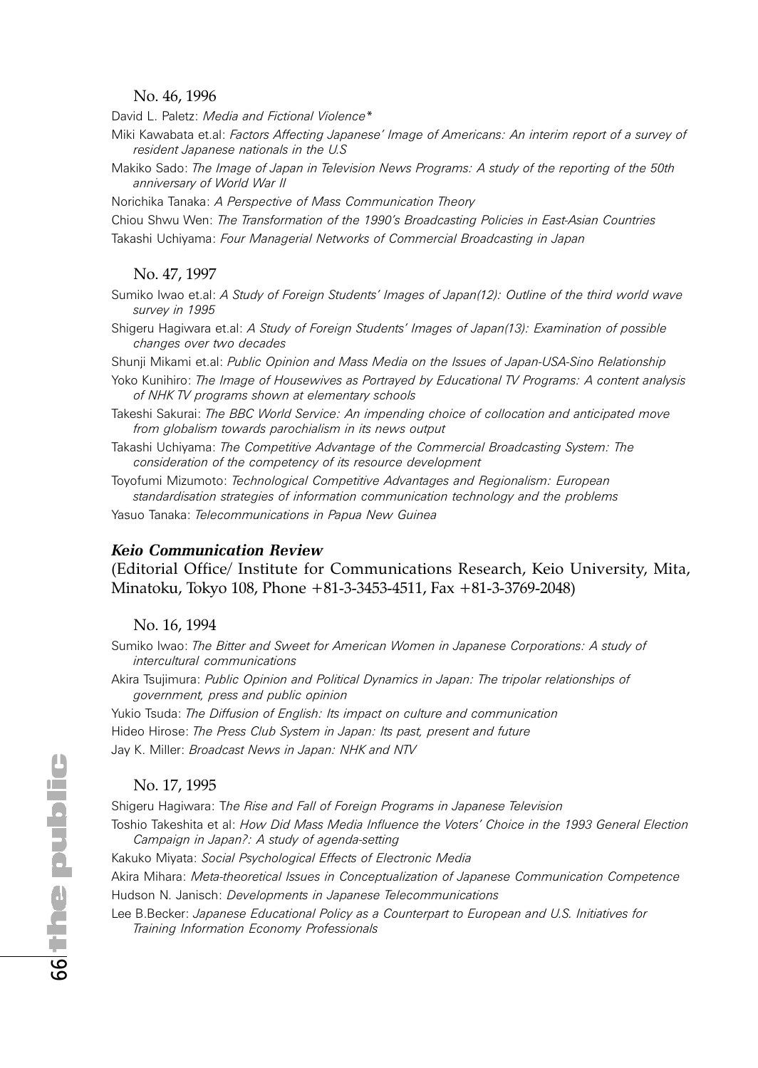No. 46, 1996

David L. Paletz: *Media and Fictional Violence**

Miki Kawabata et.al: *Factors Affecting Japanese' Image of Americans: An interim report of a survey of resident Japanese nationals in the U.S*

Makiko Sado: *The Image of Japan in Television News Programs: A study of the reporting of the 50th anniversary of World War II*

Norichika Tanaka: *A Perspective of Mass Communication Theory*

Chiou Shwu Wen: *The Transformation of the 1990's Broadcasting Policies in East-Asian Countries*

Takashi Uchiyama: *Four Managerial Networks of Commercial Broadcasting in Japan*

No. 47, 1997

Sumiko Iwao et.al: *A Study of Foreign Students' Images of Japan(12): Outline of the third world wave survey in 1995*

Shigeru Hagiwara et.al: *A Study of Foreign Students' Images of Japan(13): Examination of possible changes over two decades*

Shunji Mikami et.al: *Public Opinion and Mass Media on the Issues of Japan-USA-Sino Relationship*

Yoko Kunihiro: *The Image of Housewives as Portrayed by Educational TV Programs: A content analysis of NHK TV programs shown at elementary schools*

Takeshi Sakurai: *The BBC World Service: An impending choice of collocation and anticipated move from globalism towards parochialism in its news output*

Takashi Uchiyama: *The Competitive Advantage of the Commercial Broadcasting System: The consideration of the competency of its resource development*

Toyofumi Mizumoto: *Technological Competitive Advantages and Regionalism: European standardisation strategies of information communication technology and the problems*

Yasuo Tanaka: *Telecommunications in Papua New Guinea*

***Keio Communication Review***

(Editorial Office/ Institute for Communications Research, Keio University, Mita, Minatoku, Tokyo 108, Phone +81-3-3453-4511, Fax +81-3-3769-2048)

No. 16, 1994

Sumiko Iwao: *The Bitter and Sweet for American Women in Japanese Corporations: A study of intercultural communications*

Akira Tsujimura: *Public Opinion and Political Dynamics in Japan: The tripolar relationships of government, press and public opinion*

Yukio Tsuda: *The Diffusion of English: Its impact on culture and communication*

Hideo Hirose: *The Press Club System in Japan: Its past, present and future*

Jay K. Miller: *Broadcast News in Japan: NHK and NTV*

No. 17, 1995

Shigeru Hagiwara: T*he Rise and Fall of Foreign Programs in Japanese Television*

Toshio Takeshita et al: *How Did Mass Media Influence the Voters' Choice in the 1993 General Election Campaign in Japan?: A study of agenda-setting*

Kakuko Miyata: *Social Psychological Effects of Electronic Media*

Akira Mihara: *Meta-theoretical Issues in Conceptualization of Japanese Communication Competence*

Hudson N. Janisch: *Developments in Japanese Telecommunications*

Lee B.Becker: *Japanese Educational Policy as a Counterpart to European and U.S. Initiatives for Training Information Economy Professionals*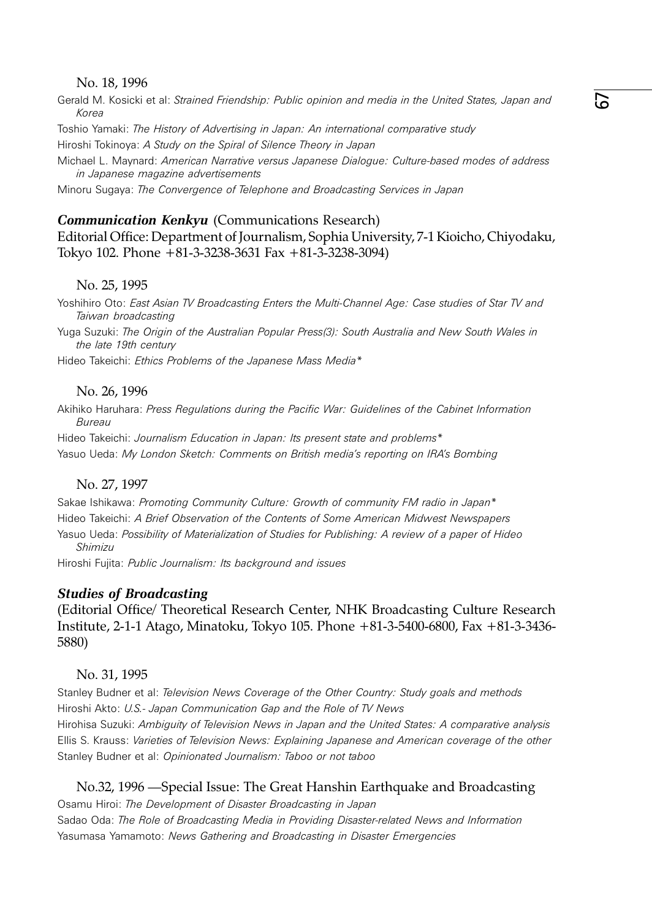No. 18, 1996

Gerald M. Kosicki et al: *Strained Friendship: Public opinion and media in the United States, Japan and Korea*

Toshio Yamaki: *The History of Advertising in Japan: An international comparative study*

Hiroshi Tokinoya: *A Study on the Spiral of Silence Theory in Japan*

Michael L. Maynard: *American Narrative versus Japanese Dialogue: Culture-based modes of address in Japanese magazine advertisements*

Minoru Sugaya: *The Convergence of Telephone and Broadcasting Services in Japan*

### ***Communication Kenkyu*** (Communications Research)

Editorial Office: Department of Journalism, Sophia University, 7-1 Kioicho, Chiyodaku, Tokyo 102. Phone +81-3-3238-3631 Fax +81-3-3238-3094)

No. 25, 1995

Yoshihiro Oto: *East Asian TV Broadcasting Enters the Multi-Channel Age: Case studies of Star TV and Taiwan broadcasting*

Yuga Suzuki: *The Origin of the Australian Popular Press(3): South Australia and New South Wales in the late 19th century*

Hideo Takeichi: *Ethics Problems of the Japanese Mass Media**

No. 26, 1996

Akihiko Haruhara: *Press Regulations during the Pacific War: Guidelines of the Cabinet Information Bureau*

Hideo Takeichi: *Journalism Education in Japan: Its present state and problems**

Yasuo Ueda: *My London Sketch: Comments on British media's reporting on IRA's Bombing*

No. 27, 1997

Sakae Ishikawa: *Promoting Community Culture: Growth of community FM radio in Japan**

Hideo Takeichi: *A Brief Observation of the Contents of Some American Midwest Newspapers*

Yasuo Ueda: *Possibility of Materialization of Studies for Publishing: A review of a paper of Hideo Shimizu*

Hiroshi Fujita: *Public Journalism: Its background and issues*

### ***Studies of Broadcasting***

(Editorial Office/ Theoretical Research Center, NHK Broadcasting Culture Research Institute, 2-1-1 Atago, Minatoku, Tokyo 105. Phone +81-3-5400-6800, Fax +81-3-3436-5880)

No. 31, 1995

Stanley Budner et al: *Television News Coverage of the Other Country: Study goals and methods*

Hiroshi Akto: *U.S.- Japan Communication Gap and the Role of TV News*

Hirohisa Suzuki: *Ambiguity of Television News in Japan and the United States: A comparative analysis*

Ellis S. Krauss: *Varieties of Television News: Explaining Japanese and American coverage of the other*

Stanley Budner et al: *Opinionated Journalism: Taboo or not taboo*

No.32, 1996 —Special Issue: The Great Hanshin Earthquake and Broadcasting

Osamu Hiroi: *The Development of Disaster Broadcasting in Japan*

Sadao Oda: *The Role of Broadcasting Media in Providing Disaster-related News and Information*

Yasumasa Yamamoto: *News Gathering and Broadcasting in Disaster Emergencies*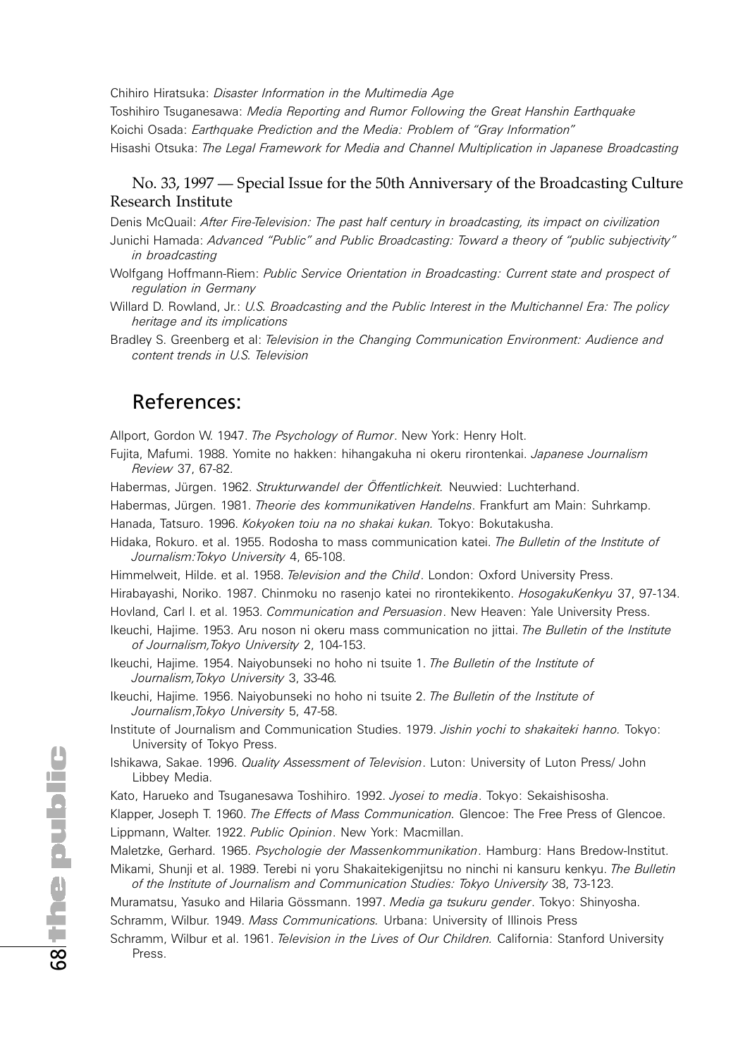Chihiro Hiratsuka: *Disaster Information in the Multimedia Age*

Toshihiro Tsuganesawa: *Media Reporting and Rumor Following the Great Hanshin Earthquake*

Koichi Osada: *Earthquake Prediction and the Media: Problem of "Gray Information"*

Hisashi Otsuka: *The Legal Framework for Media and Channel Multiplication in Japanese Broadcasting*

### No. 33, 1997 — Special Issue for the 50th Anniversary of the Broadcasting Culture Research Institute

Denis McQuail: *After Fire-Television: The past half century in broadcasting, its impact on civilization*

Junichi Hamada: *Advanced "Public" and Public Broadcasting: Toward a theory of "public subjectivity" in broadcasting*

Wolfgang Hoffmann-Riem: *Public Service Orientation in Broadcasting: Current state and prospect of regulation in Germany*

Willard D. Rowland, Jr.: *U.S. Broadcasting and the Public Interest in the Multichannel Era: The policy heritage and its implications*

Bradley S. Greenberg et al: *Television in the Changing Communication Environment: Audience and content trends in U.S. Television*

## References:

Allport, Gordon W. 1947. *The Psychology of Rumor*. New York: Henry Holt.

Fujita, Mafumi. 1988. Yomite no hakken: hihangakuha ni okeru rirontenkai. *Japanese Journalism Review* 37, 67-82.

Habermas, Jürgen. 1962. *Strukturwandel der Öffentlichkeit.* Neuwied: Luchterhand.

Habermas, Jürgen. 1981. *Theorie des kommunikativen Handelns*. Frankfurt am Main: Suhrkamp.

Hanada, Tatsuro. 1996. *Kokyoken toiu na no shakai kukan.* Tokyo: Bokutakusha.

Hidaka, Rokuro. et al. 1955. Rodosha to mass communication katei. *The Bulletin of the Institute of Journalism:Tokyo University* 4, 65-108.

Himmelweit, Hilde. et al. 1958. *Television and the Child*. London: Oxford University Press.

Hirabayashi, Noriko. 1987. Chinmoku no rasenjo katei no rirontekikento. *HosogakuKenkyu* 37, 97-134.

Hovland, Carl I. et al. 1953. *Communication and Persuasion*. New Heaven: Yale University Press.

Ikeuchi, Hajime. 1953. Aru noson ni okeru mass communication no jittai. *The Bulletin of the Institute of Journalism,Tokyo University* 2, 104-153.

Ikeuchi, Hajime. 1954. Naiyobunseki no hoho ni tsuite 1. *The Bulletin of the Institute of Journalism,Tokyo University* 3, 33-46.

Ikeuchi, Hajime. 1956. Naiyobunseki no hoho ni tsuite 2. *The Bulletin of the Institute of Journalism,Tokyo University* 5, 47-58.

Institute of Journalism and Communication Studies. 1979. *Jishin yochi to shakaiteki hanno.* Tokyo: University of Tokyo Press.

Ishikawa, Sakae. 1996. *Quality Assessment of Television*. Luton: University of Luton Press/ John Libbey Media.

Kato, Harueko and Tsuganesawa Toshihiro. 1992. *Jyosei to media*. Tokyo: Sekaishisosha.

Klapper, Joseph T. 1960. *The Effects of Mass Communication.* Glencoe: The Free Press of Glencoe.

Lippmann, Walter. 1922. *Public Opinion*. New York: Macmillan.

Maletzke, Gerhard. 1965. *Psychologie der Massenkommunikation*. Hamburg: Hans Bredow-Institut.

Mikami, Shunji et al. 1989. Terebi ni yoru Shakaitekigenjitsu no ninchi ni kansuru kenkyu. *The Bulletin of the Institute of Journalism and Communication Studies: Tokyo University* 38, 73-123.

Muramatsu, Yasuko and Hilaria Gössmann. 1997. *Media ga tsukuru gender*. Tokyo: Shinyosha.

Schramm, Wilbur. 1949. *Mass Communications.* Urbana: University of Illinois Press

Schramm, Wilbur et al. 1961. *Television in the Lives of Our Children.* California: Stanford University Press.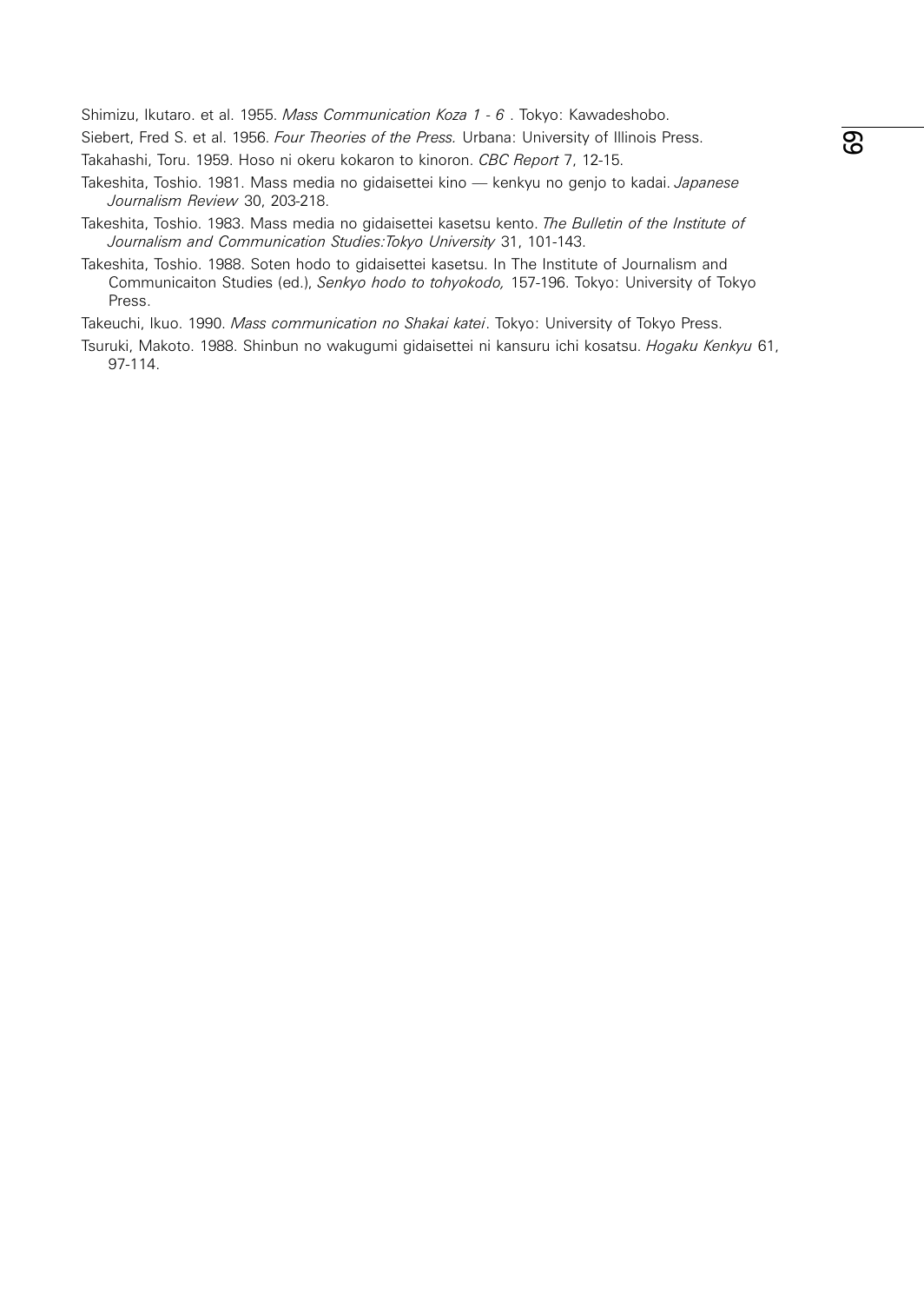Shimizu, Ikutaro. et al. 1955. *Mass Communication Koza 1 - 6* . Tokyo: Kawadeshobo.

Siebert, Fred S. et al. 1956. *Four Theories of the Press.* Urbana: University of Illinois Press.

Takahashi, Toru. 1959. Hoso ni okeru kokaron to kinoron. *CBC Report* 7, 12-15.

Takeshita, Toshio. 1981. Mass media no gidaisettei kino — kenkyu no genjo to kadai. *Japanese Journalism Review* 30, 203-218.

Takeshita, Toshio. 1983. Mass media no gidaisettei kasetsu kento. *The Bulletin of the Institute of Journalism and Communication Studies:Tokyo University* 31, 101-143.

Takeshita, Toshio. 1988. Soten hodo to gidaisettei kasetsu. In The Institute of Journalism and Communicaiton Studies (ed.), *Senkyo hodo to tohyokodo,* 157-196. Tokyo: University of Tokyo Press.

Takeuchi, Ikuo. 1990. *Mass communication no Shakai katei*. Tokyo: University of Tokyo Press.

Tsuruki, Makoto. 1988. Shinbun no wakugumi gidaisettei ni kansuru ichi kosatsu. *Hogaku Kenkyu* 61, 97-114.